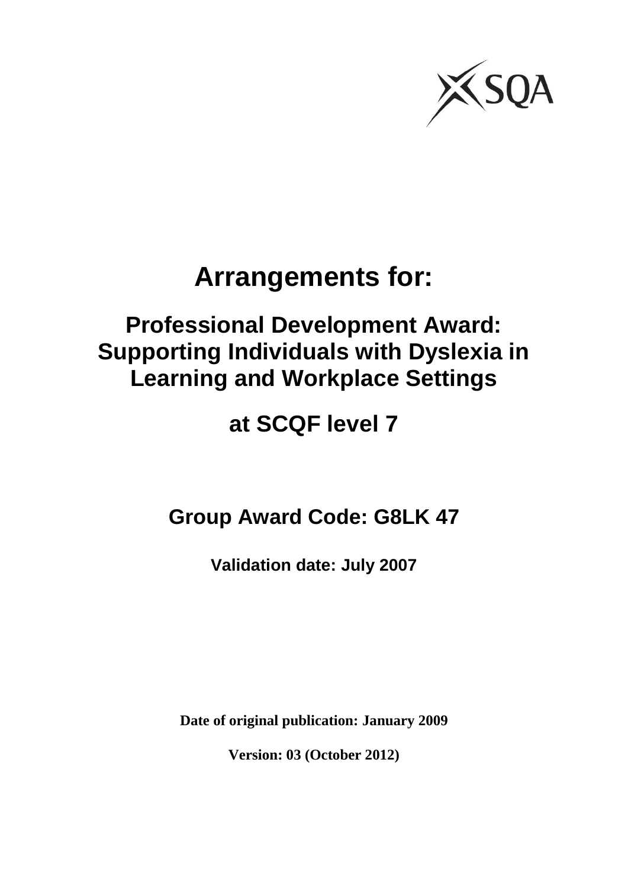# Arrangements for:

## Professional Development Award: Supporting Individuals with Dyslexia in Learning and Workplace Settings

## at SCQF level 7

### Group Award Code: G8LK 47

**Validation date: July 2007**

**Date of original publication: January 2009**

**Version: 03 (October 2012)**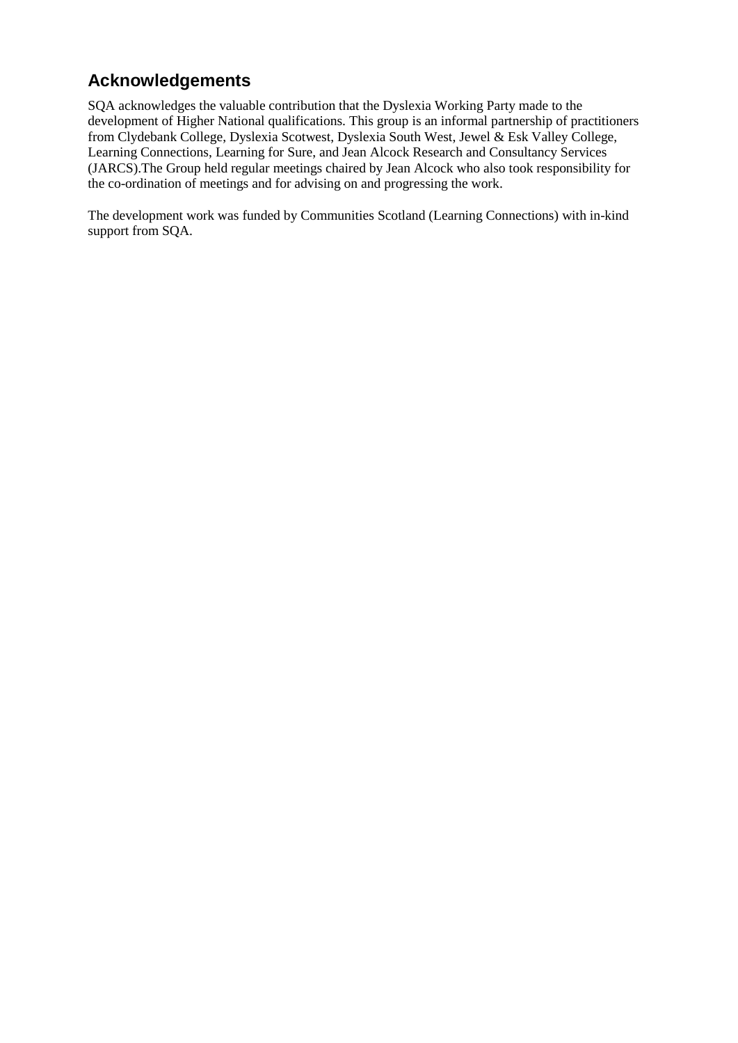## Acknowledgements

SQA acknowledges the valuable contribution that the Dyslexia Working Party made to the development of Higher National qualifications. This group is an informal partnership of practitioners from Clydebank College, Dyslexia Scotwest, Dyslexia South West, Jewel & Esk Valley College, Learning Connections, Learning for Sure, and Jean Alcock Research and Consultancy Services (JARCS).The Group held regular meetings chaired by Jean Alcock who also took responsibility for the co-ordination of meetings and for advising on and progressing the work.

The development work was funded by Communities Scotland (Learning Connections) with in-kind support from SQA.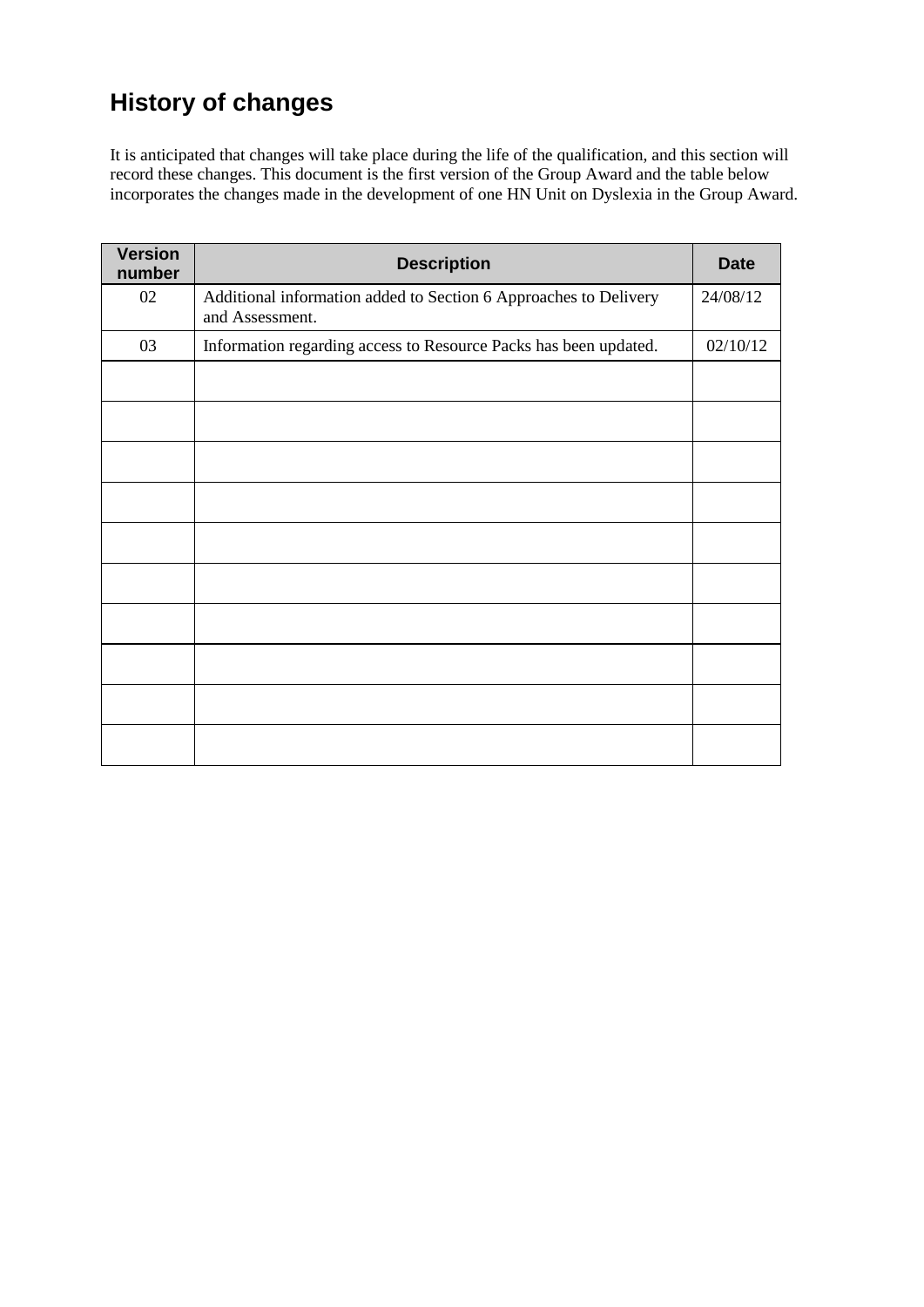# History of changes

It is anticipated that changes will take place during the life of the qualification, and this section will record these changes. This document is the first version of the Group Award and the table below incorporates the changes made in the development of one HN Unit on Dyslexia in the Group Award.

| Version number | Description | Date |
|---|---|---|
| 02 | Additional information added to Section 6 Approaches to Delivery and Assessment. | 24/08/12 |
| 03 | Information regarding access to Resource Packs has been updated. | 02/10/12 |
| | | |
| | | |
| | | |
| | | |
| | | |
| | | |
| | | |
| | | |
| | | |
| | | |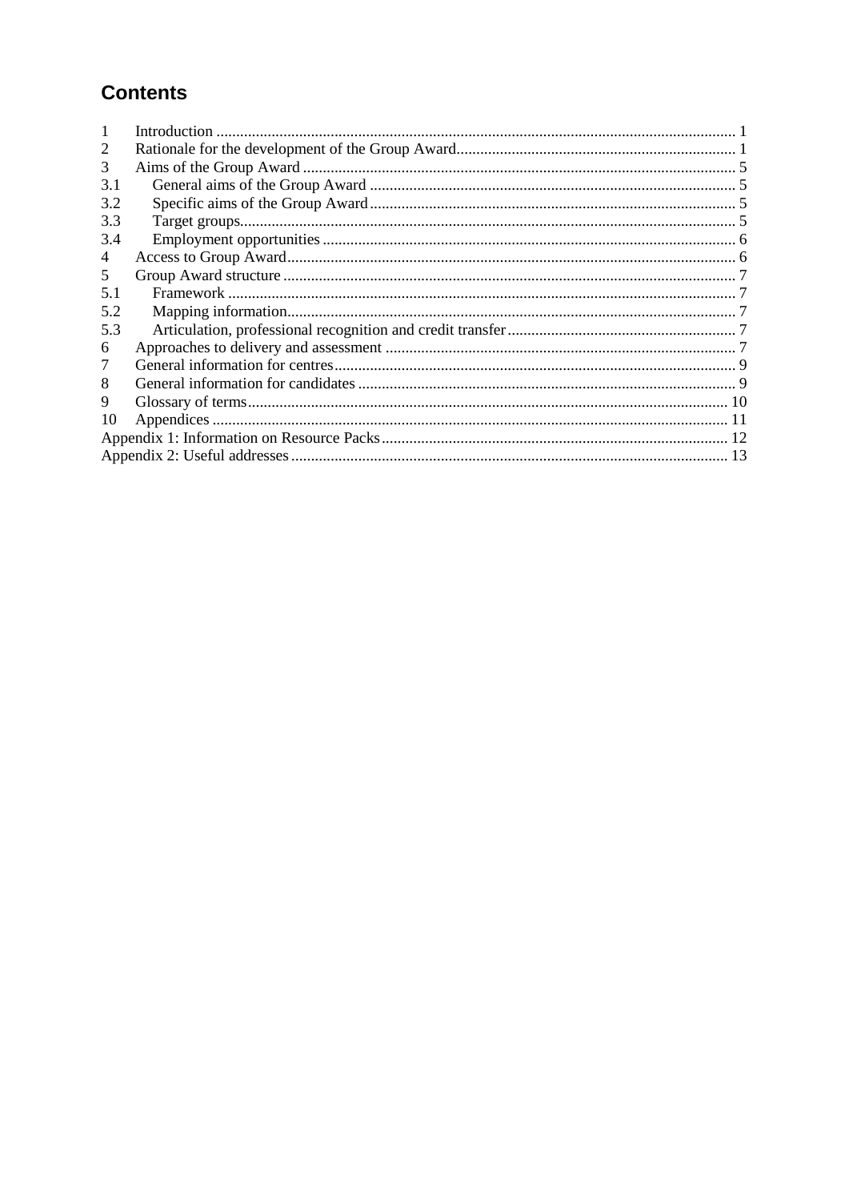## Contents

1 Introduction ..... 1
2 Rationale for the development of the Group Award ..... 1
3 Aims of the Group Award ..... 5
3.1 General aims of the Group Award ..... 5
3.2 Specific aims of the Group Award ..... 5
3.3 Target groups ..... 5
3.4 Employment opportunities ..... 6
4 Access to Group Award ..... 6
5 Group Award structure ..... 7
5.1 Framework ..... 7
5.2 Mapping information ..... 7
5.3 Articulation, professional recognition and credit transfer ..... 7
6 Approaches to delivery and assessment ..... 7
7 General information for centres ..... 9
8 General information for candidates ..... 9
9 Glossary of terms ..... 10
10 Appendices ..... 11
Appendix 1: Information on Resource Packs ..... 12
Appendix 2: Useful addresses ..... 13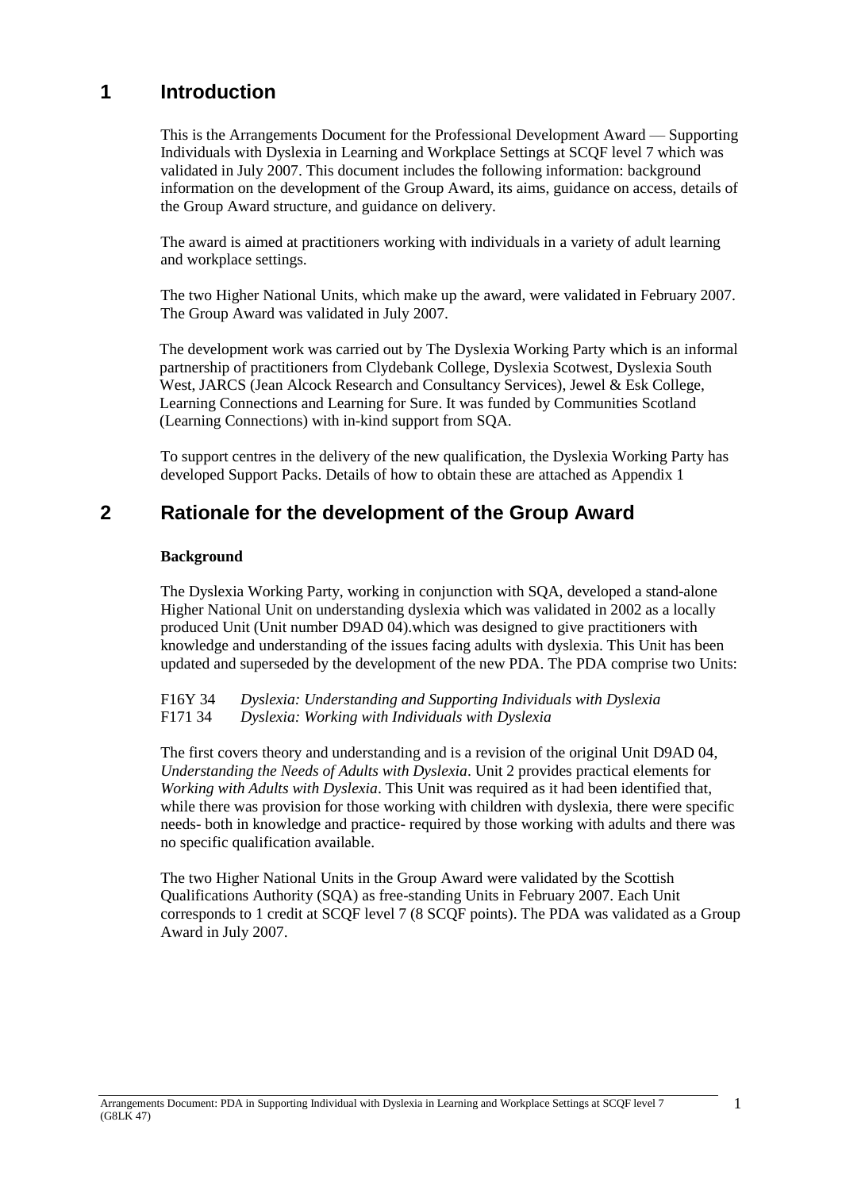# 1 Introduction

This is the Arrangements Document for the Professional Development Award — Supporting Individuals with Dyslexia in Learning and Workplace Settings at SCQF level 7 which was validated in July 2007. This document includes the following information: background information on the development of the Group Award, its aims, guidance on access, details of the Group Award structure, and guidance on delivery.

The award is aimed at practitioners working with individuals in a variety of adult learning and workplace settings.

The two Higher National Units, which make up the award, were validated in February 2007. The Group Award was validated in July 2007.

The development work was carried out by The Dyslexia Working Party which is an informal partnership of practitioners from Clydebank College, Dyslexia Scotwest, Dyslexia South West, JARCS (Jean Alcock Research and Consultancy Services), Jewel & Esk College, Learning Connections and Learning for Sure. It was funded by Communities Scotland (Learning Connections) with in-kind support from SQA.

To support centres in the delivery of the new qualification, the Dyslexia Working Party has developed Support Packs. Details of how to obtain these are attached as Appendix 1

# 2 Rationale for the development of the Group Award

**Background**

The Dyslexia Working Party, working in conjunction with SQA, developed a stand-alone Higher National Unit on understanding dyslexia which was validated in 2002 as a locally produced Unit (Unit number D9AD 04).which was designed to give practitioners with knowledge and understanding of the issues facing adults with dyslexia. This Unit has been updated and superseded by the development of the new PDA. The PDA comprise two Units:

F16Y 34 *Dyslexia: Understanding and Supporting Individuals with Dyslexia*
F171 34 *Dyslexia: Working with Individuals with Dyslexia*

The first covers theory and understanding and is a revision of the original Unit D9AD 04, *Understanding the Needs of Adults with Dyslexia*. Unit 2 provides practical elements for *Working with Adults with Dyslexia*. This Unit was required as it had been identified that, while there was provision for those working with children with dyslexia, there were specific needs- both in knowledge and practice- required by those working with adults and there was no specific qualification available.

The two Higher National Units in the Group Award were validated by the Scottish Qualifications Authority (SQA) as free-standing Units in February 2007. Each Unit corresponds to 1 credit at SCQF level 7 (8 SCQF points). The PDA was validated as a Group Award in July 2007.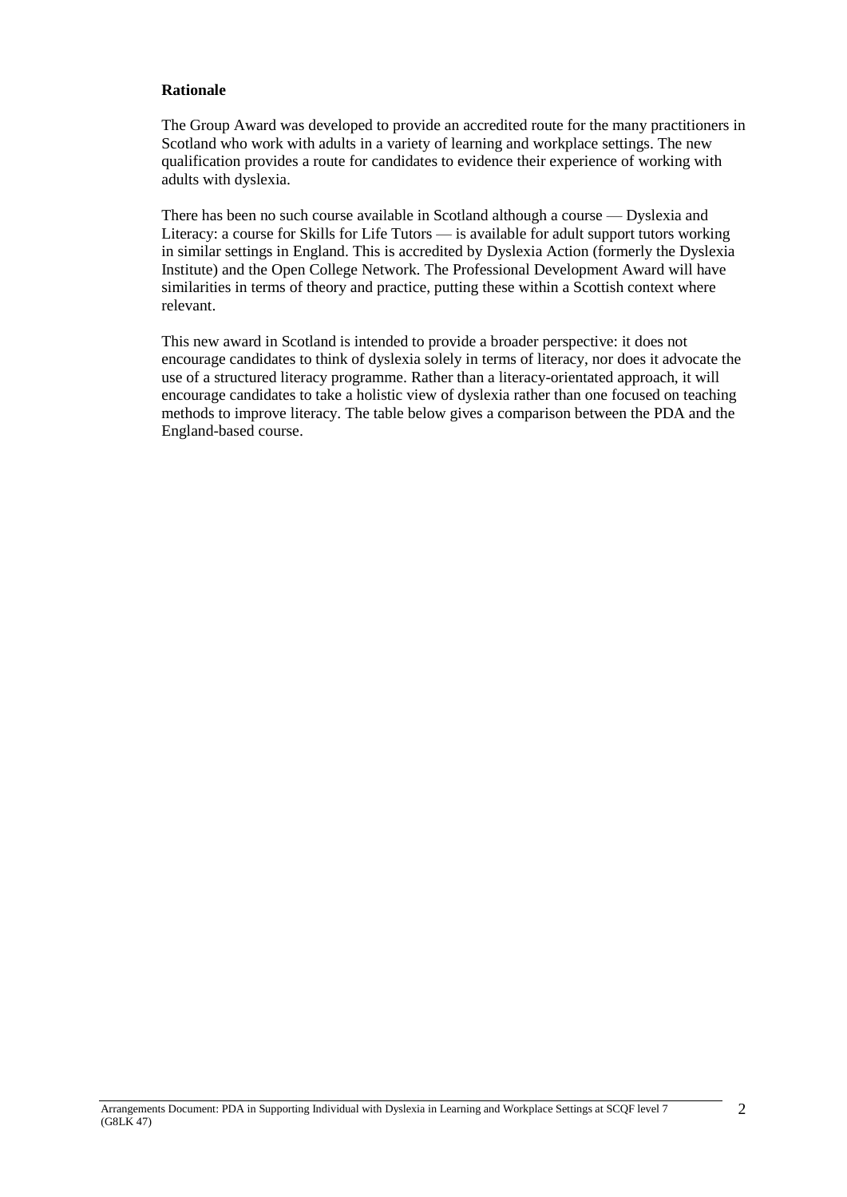**Rationale**

The Group Award was developed to provide an accredited route for the many practitioners in Scotland who work with adults in a variety of learning and workplace settings. The new qualification provides a route for candidates to evidence their experience of working with adults with dyslexia.

There has been no such course available in Scotland although a course — Dyslexia and Literacy: a course for Skills for Life Tutors — is available for adult support tutors working in similar settings in England. This is accredited by Dyslexia Action (formerly the Dyslexia Institute) and the Open College Network. The Professional Development Award will have similarities in terms of theory and practice, putting these within a Scottish context where relevant.

This new award in Scotland is intended to provide a broader perspective: it does not encourage candidates to think of dyslexia solely in terms of literacy, nor does it advocate the use of a structured literacy programme. Rather than a literacy-orientated approach, it will encourage candidates to take a holistic view of dyslexia rather than one focused on teaching methods to improve literacy. The table below gives a comparison between the PDA and the England-based course.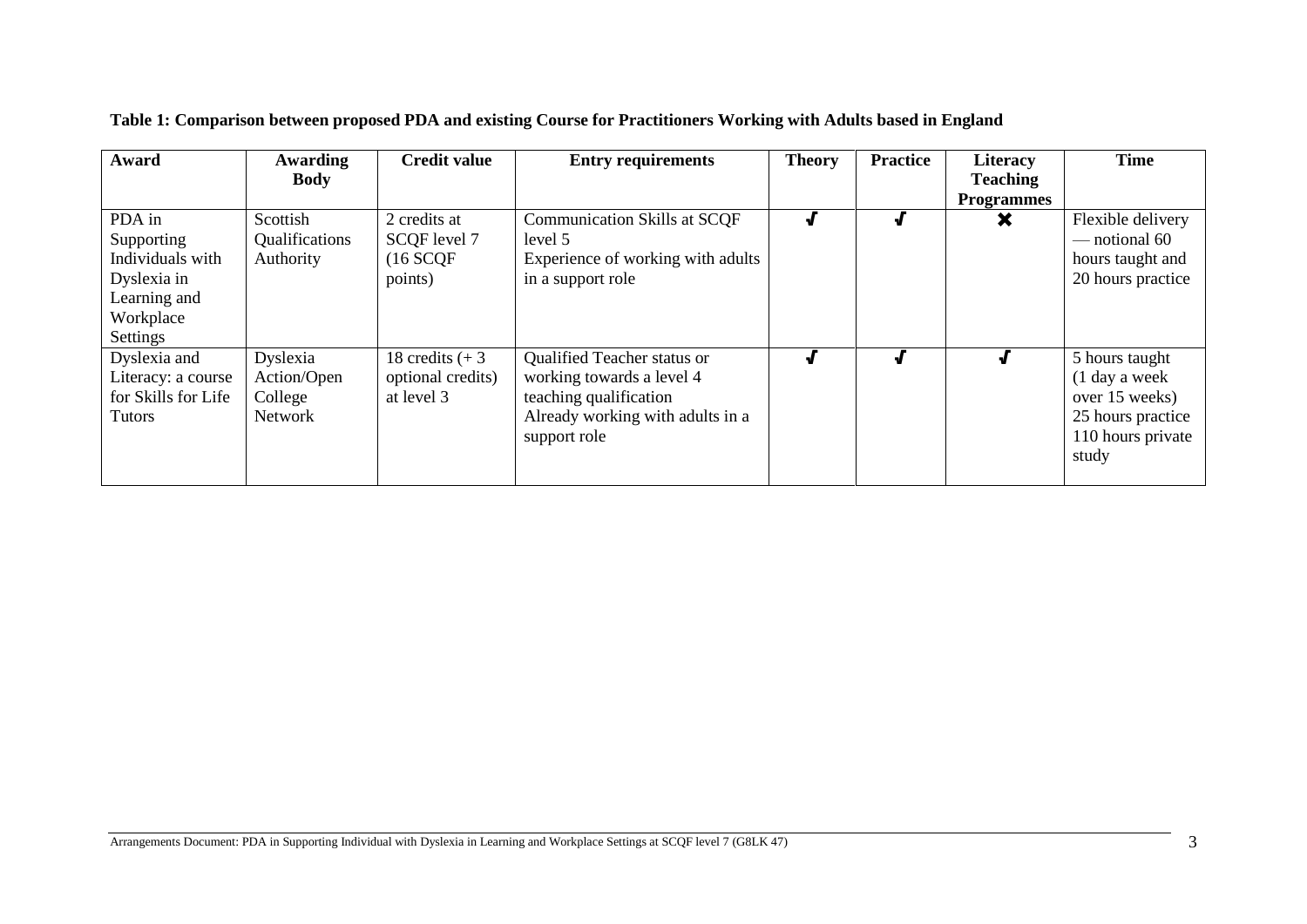**Table 1: Comparison between proposed PDA and existing Course for Practitioners Working with Adults based in England**

| Award | Awarding Body | Credit value | Entry requirements | Theory | Practice | Literacy Teaching Programmes | Time |
|---|---|---|---|---|---|---|---|
| PDA in Supporting Individuals with Dyslexia in Learning and Workplace Settings | Scottish Qualifications Authority | 2 credits at SCQF level 7 (16 SCQF points) | Communication Skills at SCQF level 5<br>Experience of working with adults in a support role | ✔ | ✔ | ✖ | Flexible delivery — notional 60 hours taught and 20 hours practice |
| Dyslexia and Literacy: a course for Skills for Life Tutors | Dyslexia Action/Open College Network | 18 credits (+ 3 optional credits) at level 3 | Qualified Teacher status or working towards a level 4 teaching qualification<br>Already working with adults in a support role | ✔ | ✔ | ✔ | 5 hours taught (1 day a week over 15 weeks)<br>25 hours practice<br>110 hours private study |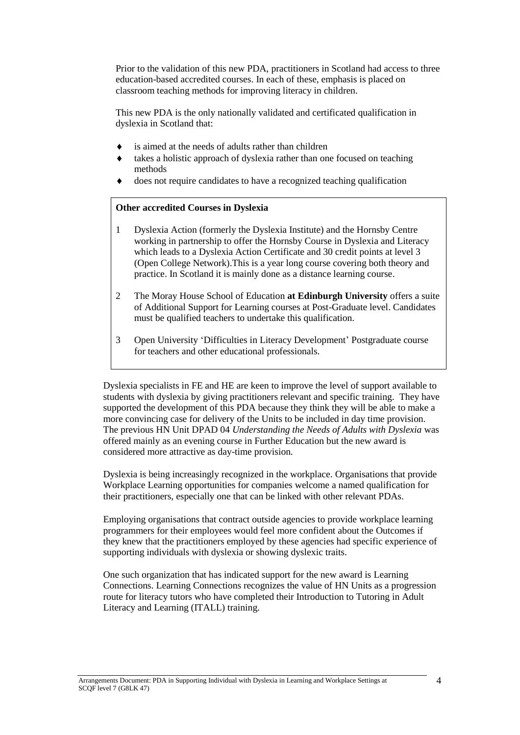Prior to the validation of this new PDA, practitioners in Scotland had access to three education-based accredited courses. In each of these, emphasis is placed on classroom teaching methods for improving literacy in children.

This new PDA is the only nationally validated and certificated qualification in dyslexia in Scotland that:

- is aimed at the needs of adults rather than children
- takes a holistic approach of dyslexia rather than one focused on teaching methods
- does not require candidates to have a recognized teaching qualification

**Other accredited Courses in Dyslexia**

1. Dyslexia Action (formerly the Dyslexia Institute) and the Hornsby Centre working in partnership to offer the Hornsby Course in Dyslexia and Literacy which leads to a Dyslexia Action Certificate and 30 credit points at level 3 (Open College Network).This is a year long course covering both theory and practice. In Scotland it is mainly done as a distance learning course.

2. The Moray House School of Education **at Edinburgh University** offers a suite of Additional Support for Learning courses at Post-Graduate level. Candidates must be qualified teachers to undertake this qualification.

3. Open University 'Difficulties in Literacy Development' Postgraduate course for teachers and other educational professionals.

Dyslexia specialists in FE and HE are keen to improve the level of support available to students with dyslexia by giving practitioners relevant and specific training. They have supported the development of this PDA because they think they will be able to make a more convincing case for delivery of the Units to be included in day time provision. The previous HN Unit DPAD 04 *Understanding the Needs of Adults with Dyslexia* was offered mainly as an evening course in Further Education but the new award is considered more attractive as day-time provision.

Dyslexia is being increasingly recognized in the workplace. Organisations that provide Workplace Learning opportunities for companies welcome a named qualification for their practitioners, especially one that can be linked with other relevant PDAs.

Employing organisations that contract outside agencies to provide workplace learning programmers for their employees would feel more confident about the Outcomes if they knew that the practitioners employed by these agencies had specific experience of supporting individuals with dyslexia or showing dyslexic traits.

One such organization that has indicated support for the new award is Learning Connections. Learning Connections recognizes the value of HN Units as a progression route for literacy tutors who have completed their Introduction to Tutoring in Adult Literacy and Learning (ITALL) training.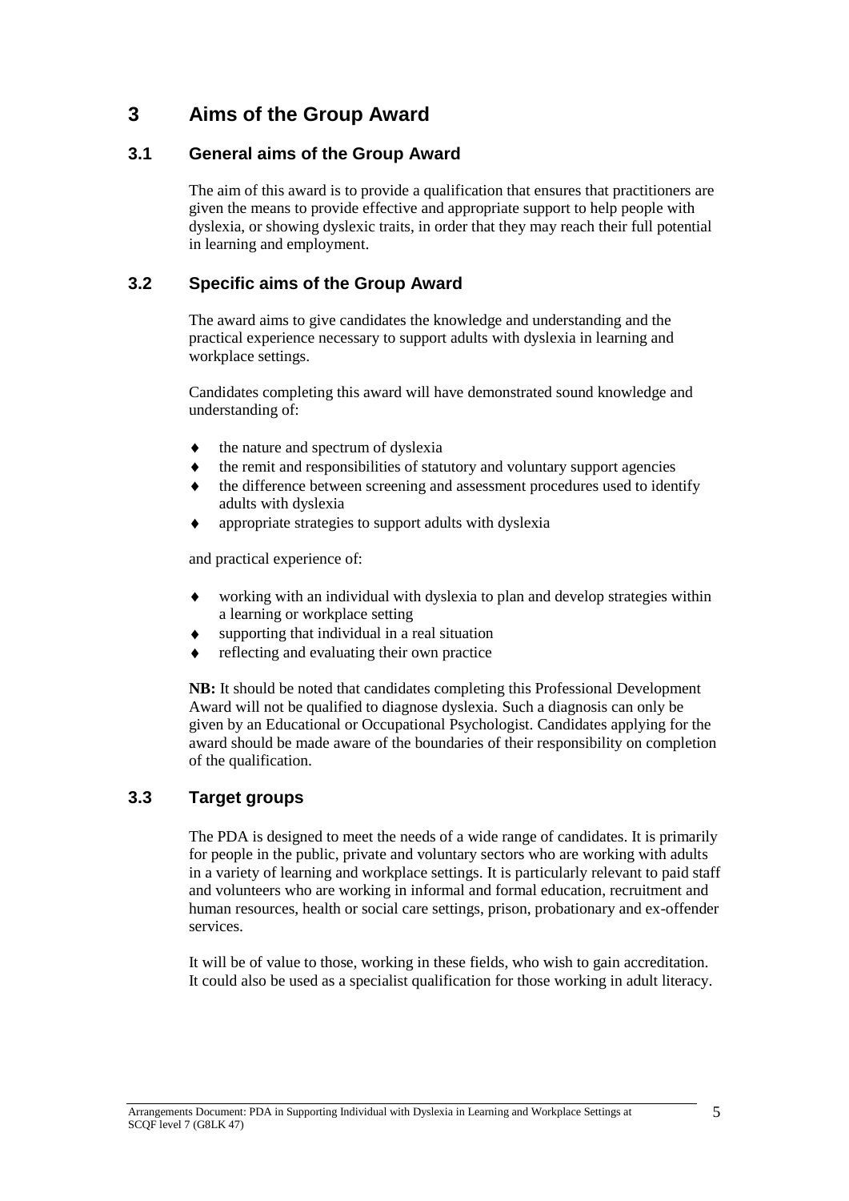# 3 Aims of the Group Award

## 3.1 General aims of the Group Award

The aim of this award is to provide a qualification that ensures that practitioners are given the means to provide effective and appropriate support to help people with dyslexia, or showing dyslexic traits, in order that they may reach their full potential in learning and employment.

## 3.2 Specific aims of the Group Award

The award aims to give candidates the knowledge and understanding and the practical experience necessary to support adults with dyslexia in learning and workplace settings.

Candidates completing this award will have demonstrated sound knowledge and understanding of:

- the nature and spectrum of dyslexia
- the remit and responsibilities of statutory and voluntary support agencies
- the difference between screening and assessment procedures used to identify adults with dyslexia
- appropriate strategies to support adults with dyslexia

and practical experience of:

- working with an individual with dyslexia to plan and develop strategies within a learning or workplace setting
- supporting that individual in a real situation
- reflecting and evaluating their own practice

**NB:** It should be noted that candidates completing this Professional Development Award will not be qualified to diagnose dyslexia. Such a diagnosis can only be given by an Educational or Occupational Psychologist. Candidates applying for the award should be made aware of the boundaries of their responsibility on completion of the qualification.

## 3.3 Target groups

The PDA is designed to meet the needs of a wide range of candidates. It is primarily for people in the public, private and voluntary sectors who are working with adults in a variety of learning and workplace settings. It is particularly relevant to paid staff and volunteers who are working in informal and formal education, recruitment and human resources, health or social care settings, prison, probationary and ex-offender services.

It will be of value to those, working in these fields, who wish to gain accreditation. It could also be used as a specialist qualification for those working in adult literacy.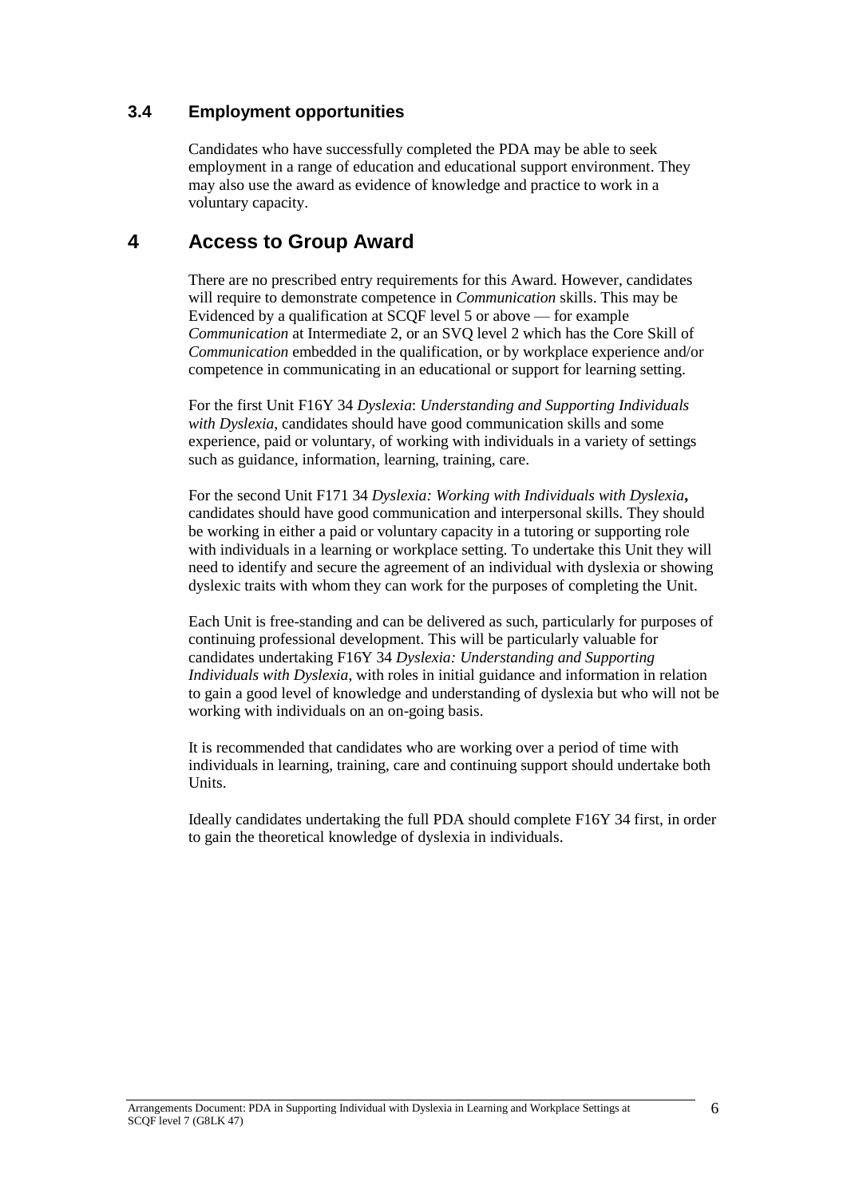### 3.4 Employment opportunities

Candidates who have successfully completed the PDA may be able to seek employment in a range of education and educational support environment. They may also use the award as evidence of knowledge and practice to work in a voluntary capacity.

## 4 Access to Group Award

There are no prescribed entry requirements for this Award. However, candidates will require to demonstrate competence in *Communication* skills. This may be Evidenced by a qualification at SCQF level 5 or above — for example *Communication* at Intermediate 2, or an SVQ level 2 which has the Core Skill of *Communication* embedded in the qualification, or by workplace experience and/or competence in communicating in an educational or support for learning setting.

For the first Unit F16Y 34 *Dyslexia*: *Understanding and Supporting Individuals with Dyslexia*, candidates should have good communication skills and some experience, paid or voluntary, of working with individuals in a variety of settings such as guidance, information, learning, training, care.

For the second Unit F171 34 *Dyslexia: Working with Individuals with Dyslexia***,** candidates should have good communication and interpersonal skills. They should be working in either a paid or voluntary capacity in a tutoring or supporting role with individuals in a learning or workplace setting. To undertake this Unit they will need to identify and secure the agreement of an individual with dyslexia or showing dyslexic traits with whom they can work for the purposes of completing the Unit.

Each Unit is free-standing and can be delivered as such, particularly for purposes of continuing professional development. This will be particularly valuable for candidates undertaking F16Y 34 *Dyslexia: Understanding and Supporting Individuals with Dyslexia*, with roles in initial guidance and information in relation to gain a good level of knowledge and understanding of dyslexia but who will not be working with individuals on an on-going basis.

It is recommended that candidates who are working over a period of time with individuals in learning, training, care and continuing support should undertake both Units.

Ideally candidates undertaking the full PDA should complete F16Y 34 first, in order to gain the theoretical knowledge of dyslexia in individuals.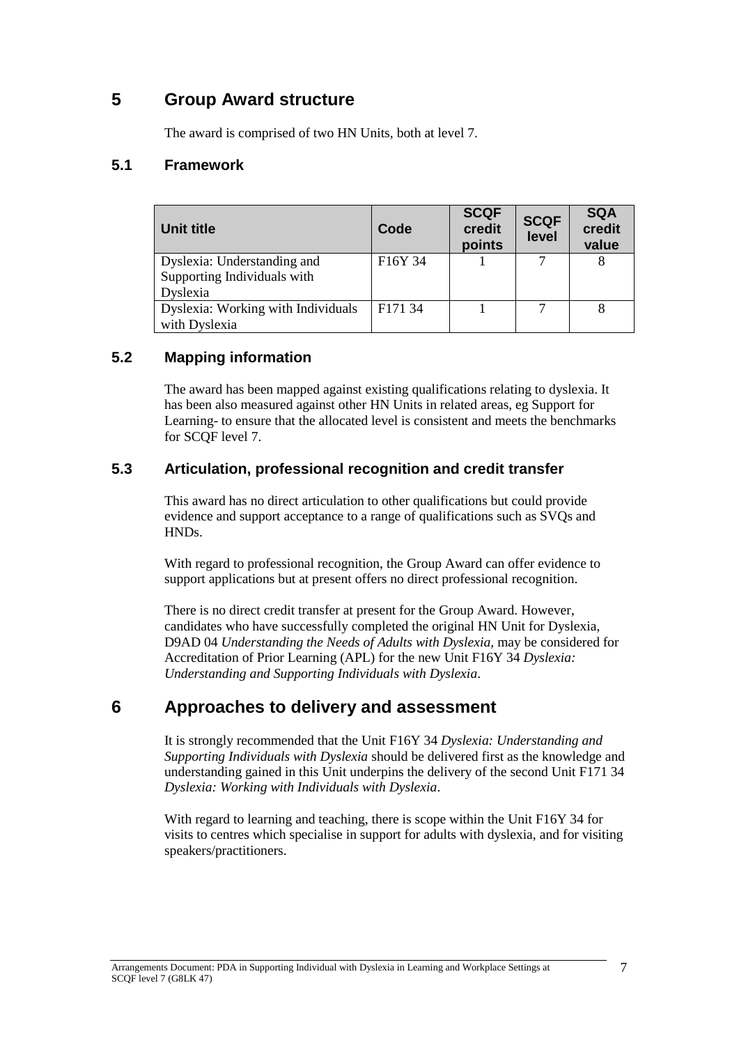# 5 Group Award structure

The award is comprised of two HN Units, both at level 7.

## 5.1 Framework

| Unit title | Code | SCQF credit points | SCQF level | SQA credit value |
|---|---|---|---|---|
| Dyslexia: Understanding and Supporting Individuals with Dyslexia | F16Y 34 | 1 | 7 | 8 |
| Dyslexia: Working with Individuals with Dyslexia | F171 34 | 1 | 7 | 8 |

## 5.2 Mapping information

The award has been mapped against existing qualifications relating to dyslexia. It has been also measured against other HN Units in related areas, eg Support for Learning- to ensure that the allocated level is consistent and meets the benchmarks for SCQF level 7.

## 5.3 Articulation, professional recognition and credit transfer

This award has no direct articulation to other qualifications but could provide evidence and support acceptance to a range of qualifications such as SVQs and HNDs.

With regard to professional recognition, the Group Award can offer evidence to support applications but at present offers no direct professional recognition.

There is no direct credit transfer at present for the Group Award. However, candidates who have successfully completed the original HN Unit for Dyslexia, D9AD 04 *Understanding the Needs of Adults with Dyslexia,* may be considered for Accreditation of Prior Learning (APL) for the new Unit F16Y 34 *Dyslexia: Understanding and Supporting Individuals with Dyslexia*.

# 6 Approaches to delivery and assessment

It is strongly recommended that the Unit F16Y 34 *Dyslexia: Understanding and Supporting Individuals with Dyslexia* should be delivered first as the knowledge and understanding gained in this Unit underpins the delivery of the second Unit F171 34 *Dyslexia: Working with Individuals with Dyslexia*.

With regard to learning and teaching, there is scope within the Unit F16Y 34 for visits to centres which specialise in support for adults with dyslexia, and for visiting speakers/practitioners.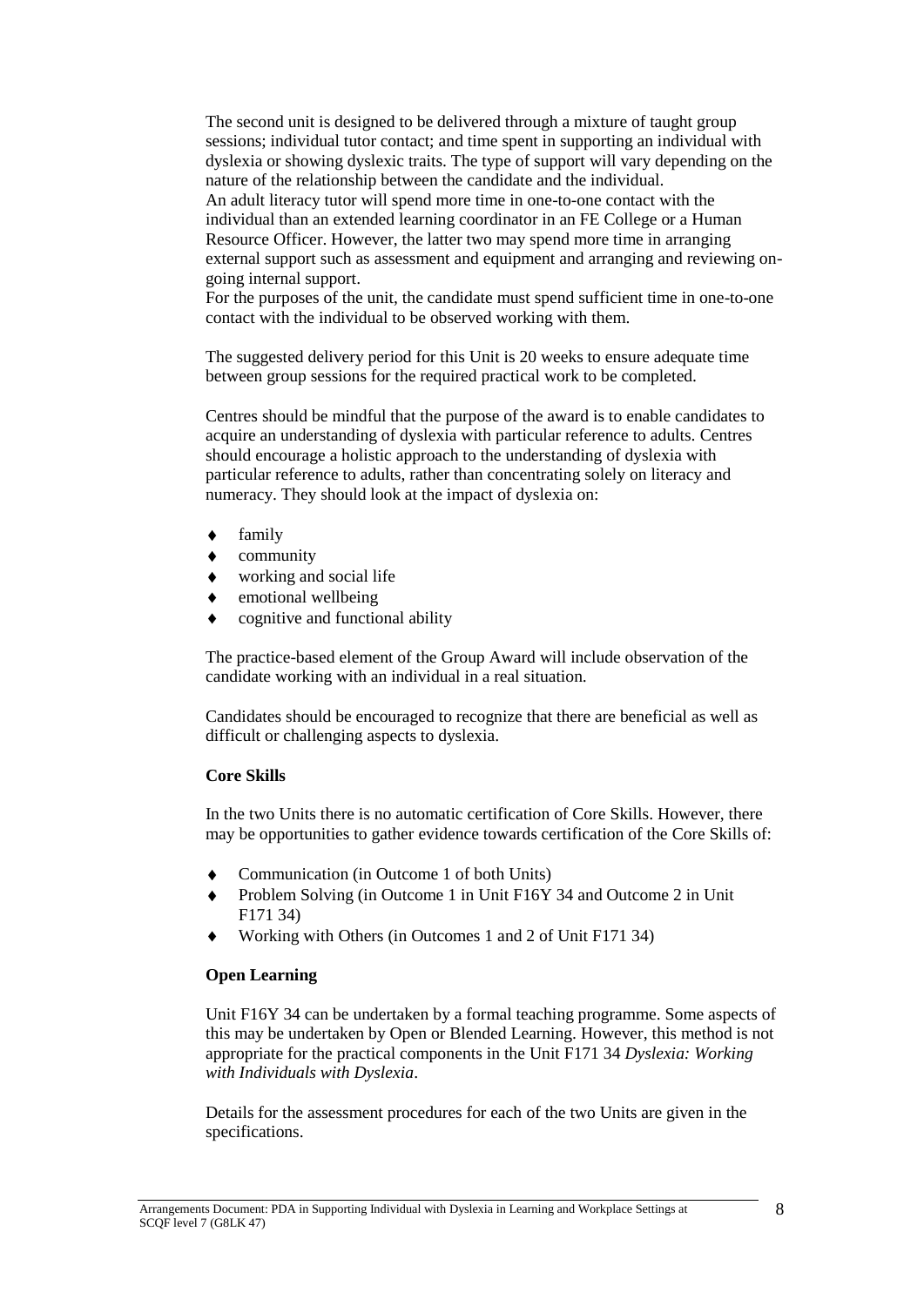The second unit is designed to be delivered through a mixture of taught group sessions; individual tutor contact; and time spent in supporting an individual with dyslexia or showing dyslexic traits. The type of support will vary depending on the nature of the relationship between the candidate and the individual.
An adult literacy tutor will spend more time in one-to-one contact with the individual than an extended learning coordinator in an FE College or a Human Resource Officer. However, the latter two may spend more time in arranging external support such as assessment and equipment and arranging and reviewing on-going internal support.
For the purposes of the unit, the candidate must spend sufficient time in one-to-one contact with the individual to be observed working with them.

The suggested delivery period for this Unit is 20 weeks to ensure adequate time between group sessions for the required practical work to be completed.

Centres should be mindful that the purpose of the award is to enable candidates to acquire an understanding of dyslexia with particular reference to adults. Centres should encourage a holistic approach to the understanding of dyslexia with particular reference to adults, rather than concentrating solely on literacy and numeracy. They should look at the impact of dyslexia on:

- family
- community
- working and social life
- emotional wellbeing
- cognitive and functional ability

The practice-based element of the Group Award will include observation of the candidate working with an individual in a real situation.

Candidates should be encouraged to recognize that there are beneficial as well as difficult or challenging aspects to dyslexia.

**Core Skills**

In the two Units there is no automatic certification of Core Skills. However, there may be opportunities to gather evidence towards certification of the Core Skills of:

- Communication (in Outcome 1 of both Units)
- Problem Solving (in Outcome 1 in Unit F16Y 34 and Outcome 2 in Unit F171 34)
- Working with Others (in Outcomes 1 and 2 of Unit F171 34)

**Open Learning**

Unit F16Y 34 can be undertaken by a formal teaching programme. Some aspects of this may be undertaken by Open or Blended Learning. However, this method is not appropriate for the practical components in the Unit F171 34 *Dyslexia: Working with Individuals with Dyslexia*.

Details for the assessment procedures for each of the two Units are given in the specifications.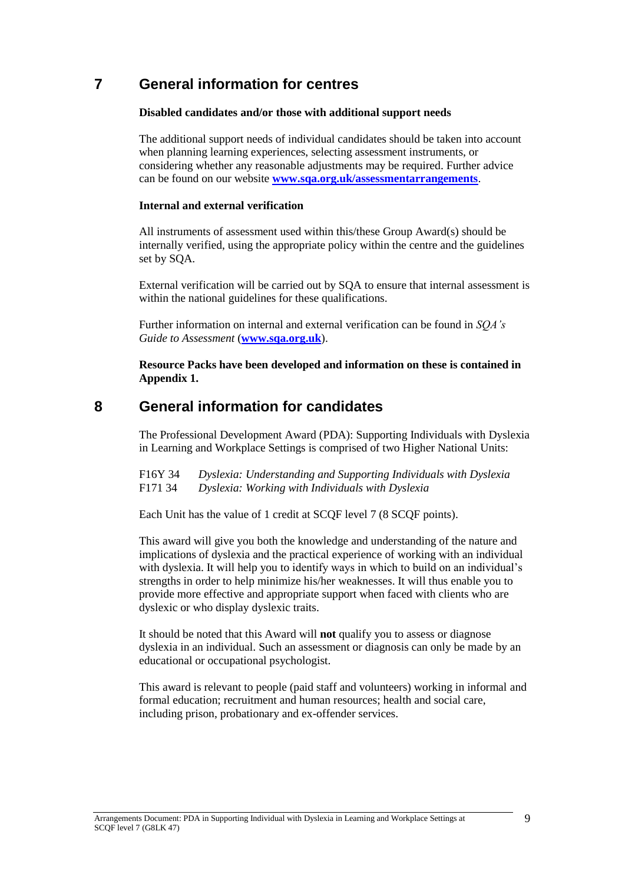## 7 General information for centres

**Disabled candidates and/or those with additional support needs**

The additional support needs of individual candidates should be taken into account when planning learning experiences, selecting assessment instruments, or considering whether any reasonable adjustments may be required. Further advice can be found on our website **[www.sqa.org.uk/assessmentarrangements](http://www.sqa.org.uk/assessmentarrangements)**.

**Internal and external verification**

All instruments of assessment used within this/these Group Award(s) should be internally verified, using the appropriate policy within the centre and the guidelines set by SQA.

External verification will be carried out by SQA to ensure that internal assessment is within the national guidelines for these qualifications.

Further information on internal and external verification can be found in *SQA's Guide to Assessment* (**[www.sqa.org.uk](http://www.sqa.org.uk)**).

**Resource Packs have been developed and information on these is contained in Appendix 1.**

## 8 General information for candidates

The Professional Development Award (PDA): Supporting Individuals with Dyslexia in Learning and Workplace Settings is comprised of two Higher National Units:

F16Y 34 *Dyslexia: Understanding and Supporting Individuals with Dyslexia*
F171 34 *Dyslexia: Working with Individuals with Dyslexia*

Each Unit has the value of 1 credit at SCQF level 7 (8 SCQF points).

This award will give you both the knowledge and understanding of the nature and implications of dyslexia and the practical experience of working with an individual with dyslexia. It will help you to identify ways in which to build on an individual's strengths in order to help minimize his/her weaknesses. It will thus enable you to provide more effective and appropriate support when faced with clients who are dyslexic or who display dyslexic traits.

It should be noted that this Award will **not** qualify you to assess or diagnose dyslexia in an individual. Such an assessment or diagnosis can only be made by an educational or occupational psychologist.

This award is relevant to people (paid staff and volunteers) working in informal and formal education; recruitment and human resources; health and social care, including prison, probationary and ex-offender services.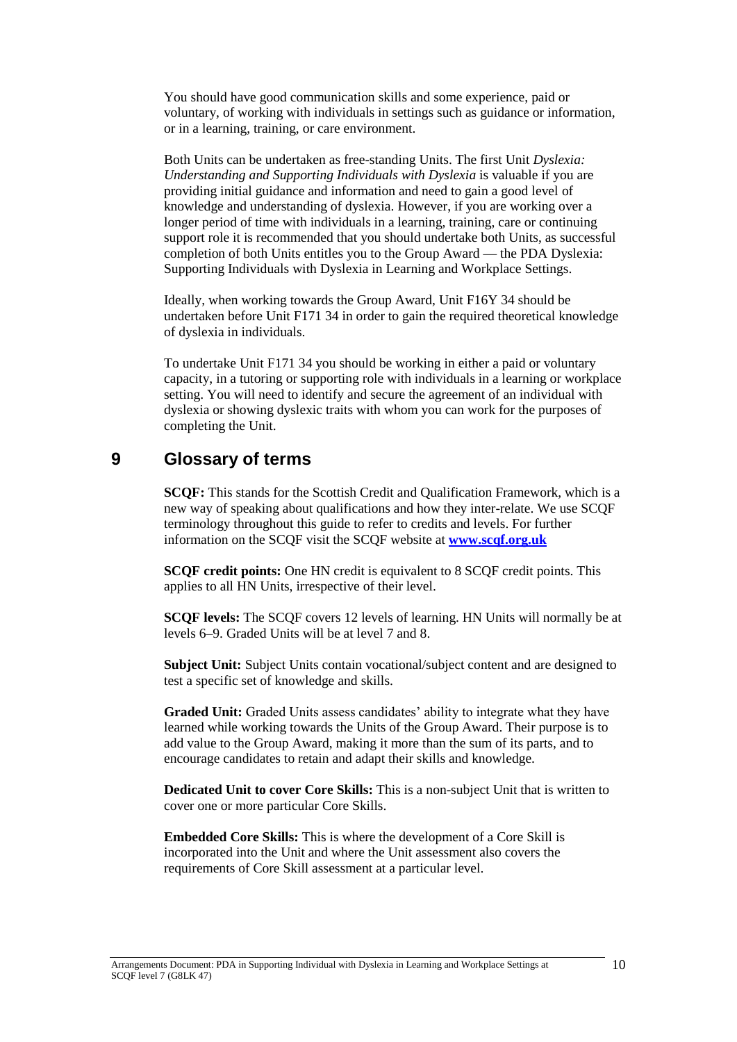You should have good communication skills and some experience, paid or voluntary, of working with individuals in settings such as guidance or information, or in a learning, training, or care environment.

Both Units can be undertaken as free-standing Units. The first Unit *Dyslexia: Understanding and Supporting Individuals with Dyslexia* is valuable if you are providing initial guidance and information and need to gain a good level of knowledge and understanding of dyslexia. However, if you are working over a longer period of time with individuals in a learning, training, care or continuing support role it is recommended that you should undertake both Units, as successful completion of both Units entitles you to the Group Award — the PDA Dyslexia: Supporting Individuals with Dyslexia in Learning and Workplace Settings.

Ideally, when working towards the Group Award, Unit F16Y 34 should be undertaken before Unit F171 34 in order to gain the required theoretical knowledge of dyslexia in individuals.

To undertake Unit F171 34 you should be working in either a paid or voluntary capacity, in a tutoring or supporting role with individuals in a learning or workplace setting. You will need to identify and secure the agreement of an individual with dyslexia or showing dyslexic traits with whom you can work for the purposes of completing the Unit.

## 9 Glossary of terms

**SCQF:** This stands for the Scottish Credit and Qualification Framework, which is a new way of speaking about qualifications and how they inter-relate. We use SCQF terminology throughout this guide to refer to credits and levels. For further information on the SCQF visit the SCQF website at **www.scqf.org.uk**

**SCQF credit points:** One HN credit is equivalent to 8 SCQF credit points. This applies to all HN Units, irrespective of their level.

**SCQF levels:** The SCQF covers 12 levels of learning. HN Units will normally be at levels 6–9. Graded Units will be at level 7 and 8.

**Subject Unit:** Subject Units contain vocational/subject content and are designed to test a specific set of knowledge and skills.

**Graded Unit:** Graded Units assess candidates' ability to integrate what they have learned while working towards the Units of the Group Award. Their purpose is to add value to the Group Award, making it more than the sum of its parts, and to encourage candidates to retain and adapt their skills and knowledge.

**Dedicated Unit to cover Core Skills:** This is a non-subject Unit that is written to cover one or more particular Core Skills.

**Embedded Core Skills:** This is where the development of a Core Skill is incorporated into the Unit and where the Unit assessment also covers the requirements of Core Skill assessment at a particular level.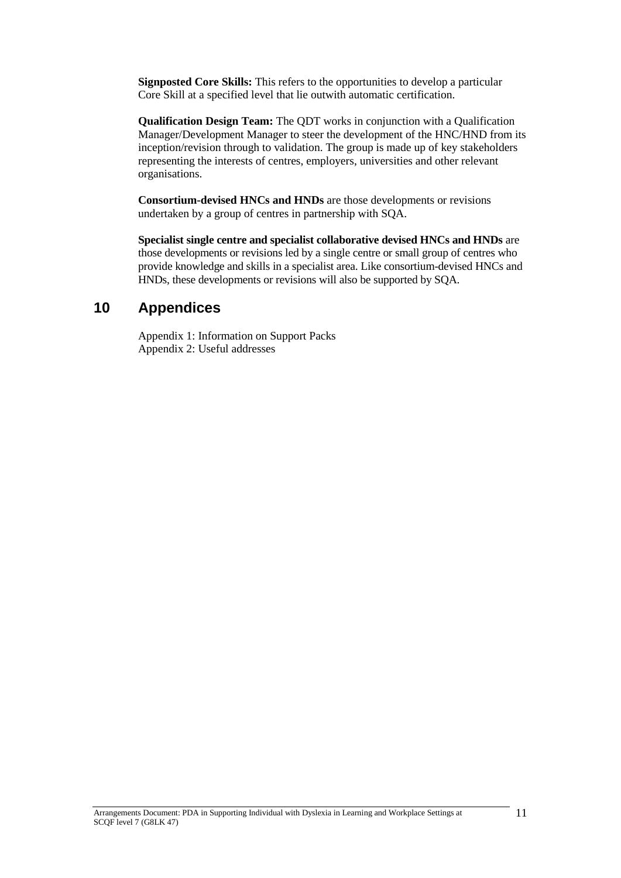**Signposted Core Skills:** This refers to the opportunities to develop a particular Core Skill at a specified level that lie outwith automatic certification.

**Qualification Design Team:** The QDT works in conjunction with a Qualification Manager/Development Manager to steer the development of the HNC/HND from its inception/revision through to validation. The group is made up of key stakeholders representing the interests of centres, employers, universities and other relevant organisations.

**Consortium-devised HNCs and HNDs** are those developments or revisions undertaken by a group of centres in partnership with SQA.

**Specialist single centre and specialist collaborative devised HNCs and HNDs** are those developments or revisions led by a single centre or small group of centres who provide knowledge and skills in a specialist area. Like consortium-devised HNCs and HNDs, these developments or revisions will also be supported by SQA.

## 10 Appendices

Appendix 1: Information on Support Packs
Appendix 2: Useful addresses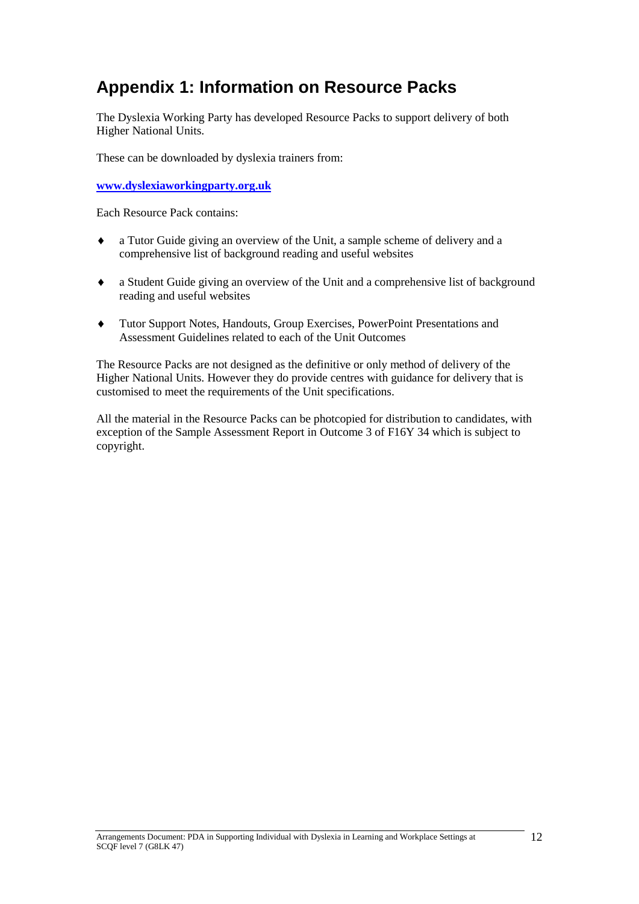# Appendix 1: Information on Resource Packs

The Dyslexia Working Party has developed Resource Packs to support delivery of both Higher National Units.

These can be downloaded by dyslexia trainers from:

**www.dyslexiaworkingparty.org.uk**

Each Resource Pack contains:

- a Tutor Guide giving an overview of the Unit, a sample scheme of delivery and a comprehensive list of background reading and useful websites
- a Student Guide giving an overview of the Unit and a comprehensive list of background reading and useful websites
- Tutor Support Notes, Handouts, Group Exercises, PowerPoint Presentations and Assessment Guidelines related to each of the Unit Outcomes

The Resource Packs are not designed as the definitive or only method of delivery of the Higher National Units. However they do provide centres with guidance for delivery that is customised to meet the requirements of the Unit specifications.

All the material in the Resource Packs can be photcopied for distribution to candidates, with exception of the Sample Assessment Report in Outcome 3 of F16Y 34 which is subject to copyright.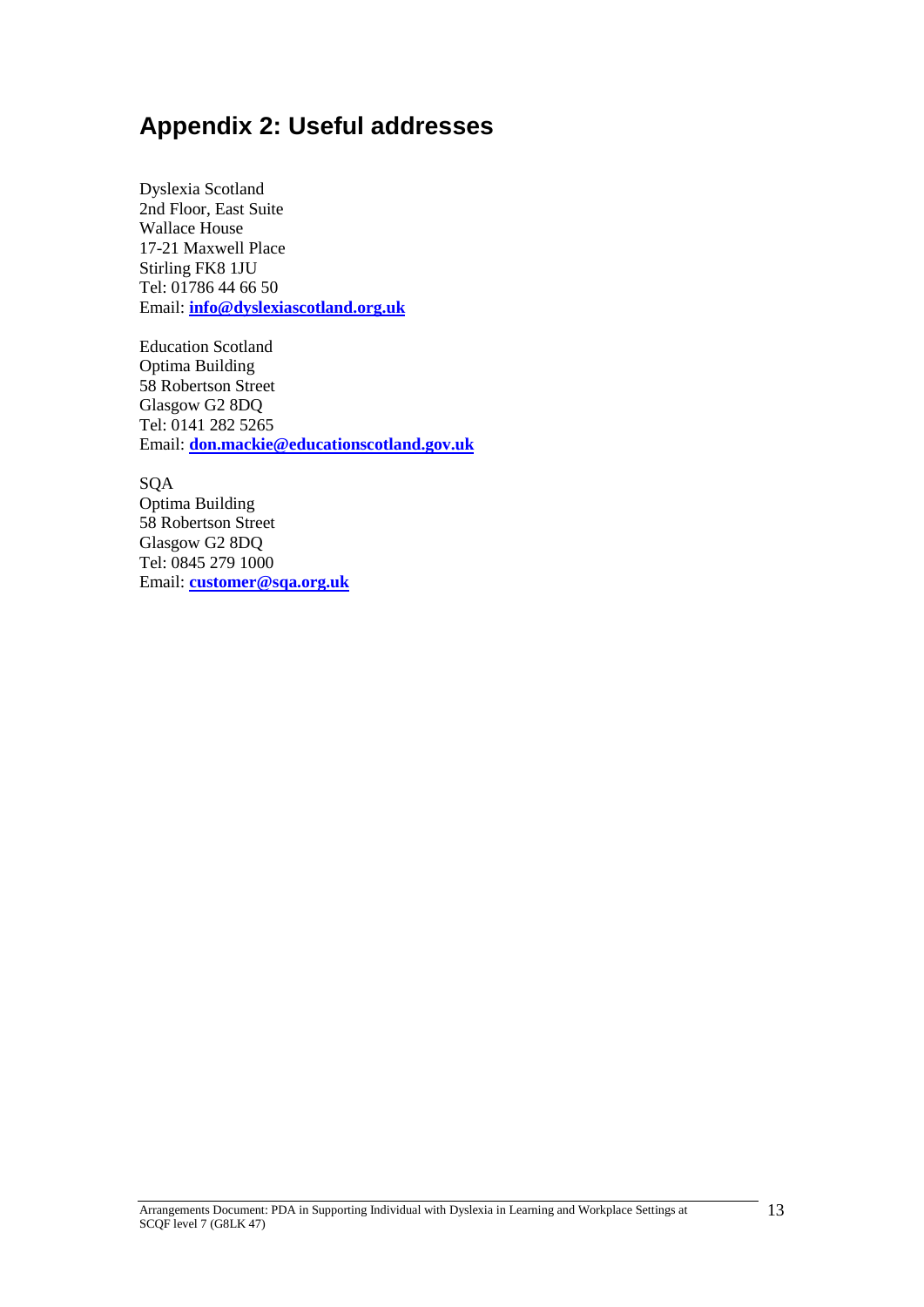## Appendix 2: Useful addresses

Dyslexia Scotland  
2nd Floor, East Suite  
Wallace House  
17-21 Maxwell Place  
Stirling FK8 1JU  
Tel: 01786 44 66 50  
Email: **info@dyslexiascotland.org.uk**

Education Scotland  
Optima Building  
58 Robertson Street  
Glasgow G2 8DQ  
Tel: 0141 282 5265  
Email: **don.mackie@educationscotland.gov.uk**

SQA  
Optima Building  
58 Robertson Street  
Glasgow G2 8DQ  
Tel: 0845 279 1000  
Email: **customer@sqa.org.uk**